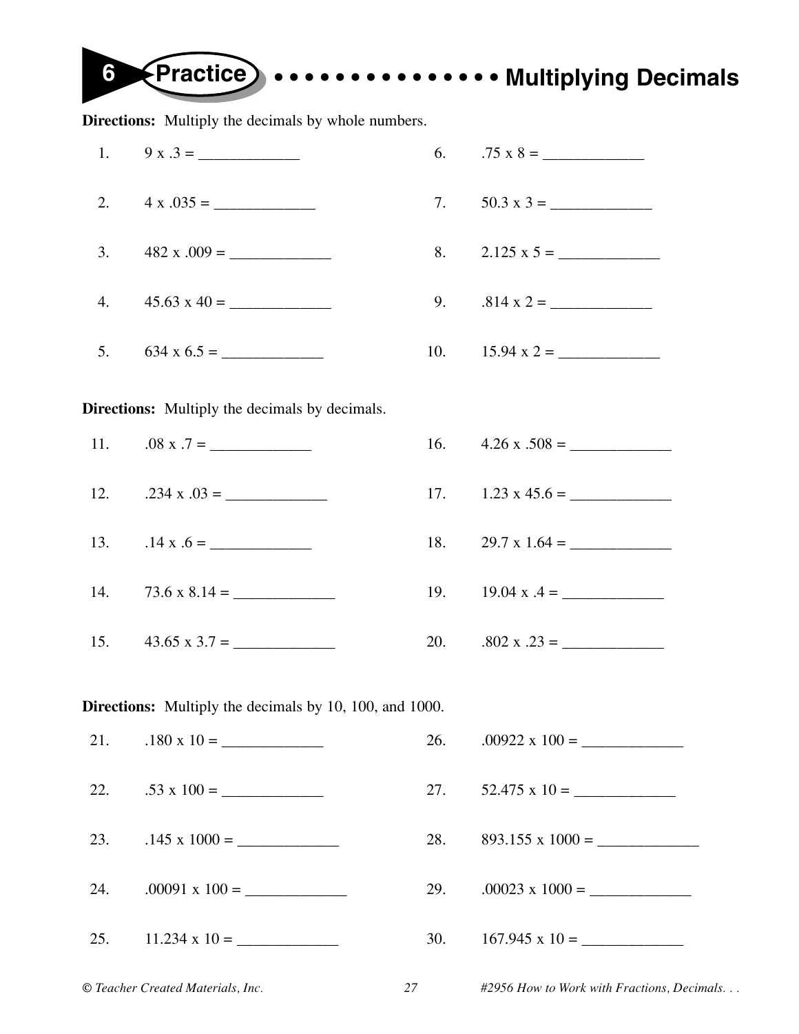# 6 Practice • • • • • • • • • • • • • • • Multiplying Decimals

**Directions:** Multiply the decimals by whole numbers.

1. 9 x .3 = _____________
2. 4 x .035 = _____________
3. 482 x .009 = _____________
4. 45.63 x 40 = _____________
5. 634 x 6.5 = _____________
6. .75 x 8 = _____________
7. 50.3 x 3 = _____________
8. 2.125 x 5 = _____________
9. .814 x 2 = _____________
10. 15.94 x 2 = _____________

**Directions:** Multiply the decimals by decimals.

11. .08 x .7 = _____________
12. .234 x .03 = _____________
13. .14 x .6 = _____________
14. 73.6 x 8.14 = _____________
15. 43.65 x 3.7 = _____________
16. 4.26 x .508 = _____________
17. 1.23 x 45.6 = _____________
18. 29.7 x 1.64 = _____________
19. 19.04 x .4 = _____________
20. .802 x .23 = _____________

**Directions:** Multiply the decimals by 10, 100, and 1000.

21. .180 x 10 = _____________
22. .53 x 100 = _____________
23. .145 x 1000 = _____________
24. .00091 x 100 = _____________
25. 11.234 x 10 = _____________
26. .00922 x 100 = _____________
27. 52.475 x 10 = _____________
28. 893.155 x 1000 = _____________
29. .00023 x 1000 = _____________
30. 167.945 x 10 = _____________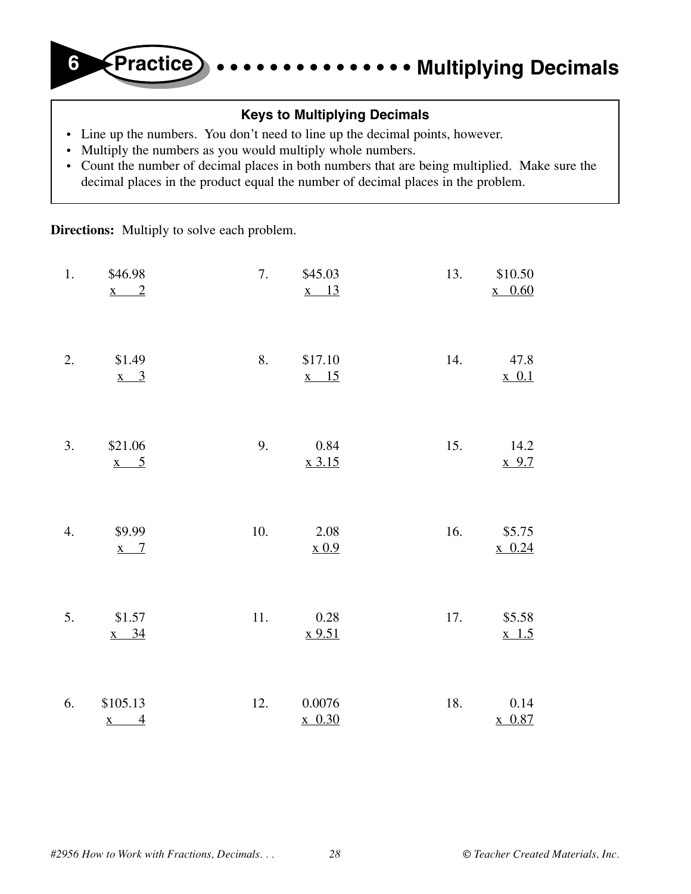# 6 Practice • • • • • • • • • • • • • • • Multiplying Decimals

### Keys to Multiplying Decimals

- Line up the numbers. You don't need to line up the decimal points, however.
- Multiply the numbers as you would multiply whole numbers.
- Count the number of decimal places in both numbers that are being multiplied. Make sure the decimal places in the product equal the number of decimal places in the problem.

**Directions:** Multiply to solve each problem.

1. $46.98 x 2
2. $1.49 x 3
3. $21.06 x 5
4. $9.99 x 7
5. $1.57 x 34
6. $105.13 x 4
7. $45.03 x 13
8. $17.10 x 15
9. 0.84 x 3.15
10. 2.08 x 0.9
11. 0.28 x 9.51
12. 0.0076 x 0.30
13. $10.50 x 0.60
14. 47.8 x 0.1
15. 14.2 x 9.7
16. $5.75 x 0.24
17. $5.58 x 1.5
18. 0.14 x 0.87